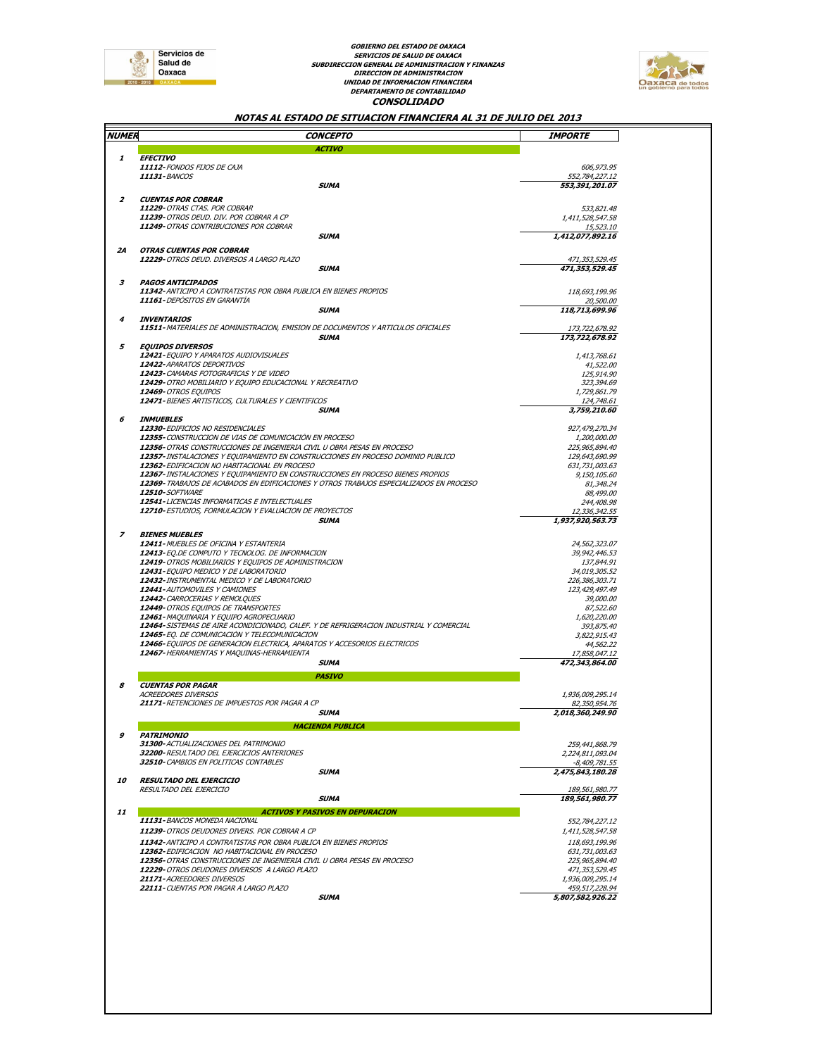GOBIERNO DEL ESTADO DE OAXACA
SERVICIOS DE SALUD DE OAXACA
SUBDIRECCION GENERAL DE ADMINISTRACION Y FINANZAS
DIRECCION DE ADMINISTRACION
UNIDAD DE INFORMACION FINANCIERA
DEPARTAMENTO DE CONTABILIDAD

# CONSOLIDADO

## NOTAS AL ESTADO DE SITUACION FINANCIERA AL 31 DE JULIO DEL 2013

| NUMER | CONCEPTO | IMPORTE |
|---|---|---|
| | **ACTIVO** | |
| 1 | **EFECTIVO** | |
| | **11112**- FONDOS FIJOS DE CAJA | 606,973.95 |
| | **11131**- BANCOS | 552,784,227.12 |
| | **SUMA** | **553,391,201.07** |
| 2 | **CUENTAS POR COBRAR** | |
| | **11229**- OTRAS CTAS. POR COBRAR | 533,821.48 |
| | **11239**- OTROS DEUD. DIV. POR COBRAR A CP | 1,411,528,547.58 |
| | **11249**- OTRAS CONTRIBUCIONES POR COBRAR | 15,523.10 |
| | **SUMA** | **1,412,077,892.16** |
| 2A | **OTRAS CUENTAS POR COBRAR** | |
| | **12229**- OTROS DEUD. DIVERSOS A LARGO PLAZO | 471,353,529.45 |
| | **SUMA** | **471,353,529.45** |
| 3 | **PAGOS ANTICIPADOS** | |
| | **11342**- ANTICIPO A CONTRATISTAS POR OBRA PUBLICA EN BIENES PROPIOS | 118,693,199.96 |
| | **11161**- DEPOSITOS EN GARANTÍA | 20,500.00 |
| | **SUMA** | **118,713,699.96** |
| 4 | **INVENTARIOS** | |
| | **11511**- MATERIALES DE ADMINISTRACION, EMISION DE DOCUMENTOS Y ARTICULOS OFICIALES | 173,722,678.92 |
| | **SUMA** | **173,722,678.92** |
| 5 | **EQUIPOS DIVERSOS** | |
| | **12421**- EQUIPO Y APARATOS AUDIOVISUALES | 1,413,768.61 |
| | **12422**- APARATOS DEPORTIVOS | 41,522.00 |
| | **12423**- CAMARAS FOTOGRAFICAS Y DE VIDEO | 125,914.90 |
| | **12429**- OTRO MOBILIARIO Y EQUIPO EDUCACIONAL Y RECREATIVO | 323,394.69 |
| | **12469**- OTROS EQUIPOS | 1,729,861.79 |
| | **12471**- BIENES ARTISTICOS, CULTURALES Y CIENTIFICOS | 124,748.61 |
| | **SUMA** | **3,759,210.60** |
| 6 | **INMUEBLES** | |
| | **12330**- EDIFICIOS NO RESIDENCIALES | 927,479,270.34 |
| | **12355**- CONSTRUCCION DE VIAS DE COMUNICACIÓN EN PROCESO | 1,200,000.00 |
| | **12356**- OTRAS CONSTRUCCIONES DE INGENIERIA CIVIL U OBRA PESAS EN PROCESO | 225,965,894.40 |
| | **12357**- INSTALACIONES Y EQUIPAMIENTO EN CONSTRUCCIONES EN PROCESO DOMINIO PUBLICO | 129,643,690.99 |
| | **12362**- EDIFICACION NO HABITACIONAL EN PROCESO | 631,731,003.63 |
| | **12367**- INSTALACIONES Y EQUIPAMIENTO EN CONSTRUCCIONES EN PROCESO BIENES PROPIOS | 9,150,105.60 |
| | **12369**- TRABAJOS DE ACABADOS EN EDIFICACIONES Y OTROS TRABAJOS ESPECIALIZADOS EN PROCESO | 81,348.24 |
| | **12510**- SOFTWARE | 88,499.00 |
| | **12541**- LICENCIAS INFORMATICAS E INTELECTUALES | 244,408.98 |
| | **12710**- ESTUDIOS, FORMULACION Y EVALUACION DE PROYECTOS | 12,336,342.55 |
| | **SUMA** | **1,937,920,563.73** |
| 7 | **BIENES MUEBLES** | |
| | **12411**- MUEBLES DE OFICINA Y ESTANTERIA | 24,562,323.07 |
| | **12413**- EQ.DE COMPUTO Y TECNOLOG. DE INFORMACION | 39,942,446.53 |
| | **12419**- OTROS MOBILIARIOS Y EQUIPOS DE ADMINISTRACION | 137,844.91 |
| | **12431**- EQUIPO MEDICO Y DE LABORATORIO | 34,019,305.52 |
| | **12432**- INSTRUMENTAL MEDICO Y DE LABORATORIO | 226,386,303.71 |
| | **12441**- AUTOMOVILES Y CAMIONES | 123,429,497.49 |
| | **12442**- CARROCERIAS Y REMOLQUES | 39,000.00 |
| | **12449**- OTROS EQUIPOS DE TRANSPORTES | 87,522.60 |
| | **12461**- MAQUINARIA Y EQUIPO AGROPECUARIO | 1,620,220.00 |
| | **12464**- SISTEMAS DE AIRE ACONDICIONADO, CALEF. Y DE REFRIGERACION INDUSTRIAL Y COMERCIAL | 393,875.40 |
| | **12465**- EQ. DE COMUNICACIÓN Y TELECOMUNICACION | 3,822,915.43 |
| | **12466**- EQUIPOS DE GENERACION ELECTRICA, APARATOS Y ACCESORIOS ELECTRICOS | 44,562.22 |
| | **12467**- HERRAMIENTAS Y MAQUINAS-HERRAMIENTA | 17,858,047.12 |
| | **SUMA** | **472,343,864.00** |
| | **PASIVO** | |
| 8 | **CUENTAS POR PAGAR** | |
| | ACREEDORES DIVERSOS | 1,936,009,295.14 |
| | **21171**- RETENCIONES DE IMPUESTOS POR PAGAR A CP | 82,350,954.76 |
| | **SUMA** | **2,018,360,249.90** |
| | **HACIENDA PUBLICA** | |
| 9 | **PATRIMONIO** | |
| | **31300**- ACTUALIZACIONES DEL PATRIMONIO | 259,441,868.79 |
| | **32200**- RESULTADO DEL EJERCICIOS ANTERIORES | 2,224,811,093.04 |
| | **32510**- CAMBIOS EN POLITICAS CONTABLES | -8,409,781.55 |
| | **SUMA** | **2,475,843,180.28** |
| 10 | **RESULTADO DEL EJERCICIO** | |
| | RESULTADO DEL EJERCICIO | 189,561,980.77 |
| | **SUMA** | **189,561,980.77** |
| 11 | **ACTIVOS Y PASIVOS EN DEPURACION** | |
| | **11131**- BANCOS MONEDA NACIONAL | 552,784,227.12 |
| | **11239**- OTROS DEUDORES DIVERS. POR COBRAR A CP | 1,411,528,547.58 |
| | **11342**- ANTICIPO A CONTRATISTAS POR OBRA PUBLICA EN BIENES PROPIOS | 118,693,199.96 |
| | **12362**- EDIFICACION NO HABITACIONAL EN PROCESO | 631,731,003.63 |
| | **12356**- OTRAS CONSTRUCCIONES DE INGENIERIA CIVIL U OBRA PESAS EN PROCESO | 225,965,894.40 |
| | **12229**- OTROS DEUDORES DIVERSOS A LARGO PLAZO | 471,353,529.45 |
| | **21171**- ACREEDORES DIVERSOS | 1,936,009,295.14 |
| | **22111**- CUENTAS POR PAGAR A LARGO PLAZO | 459,517,228.94 |
| | **SUMA** | **5,807,582,926.22** |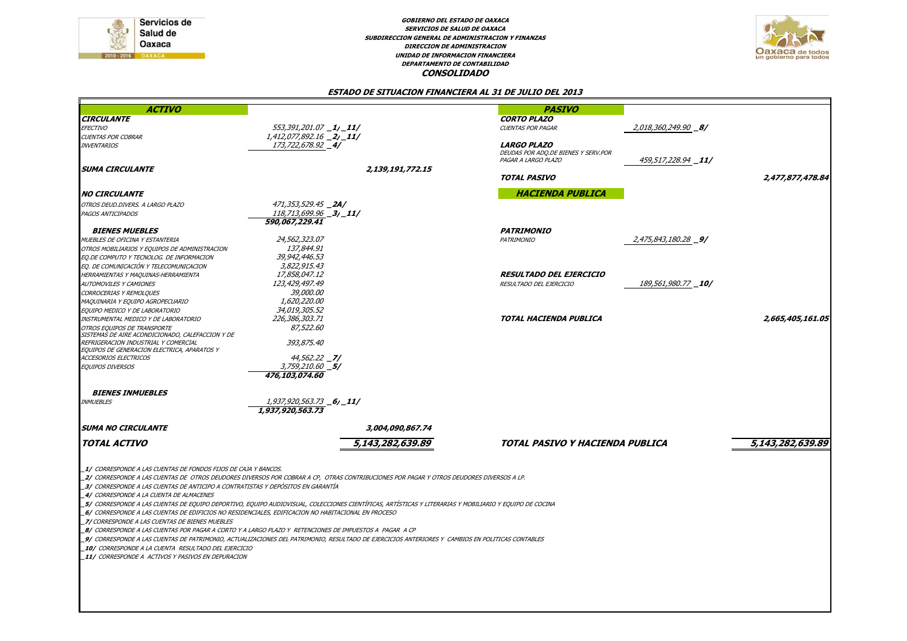**GOBIERNO DEL ESTADO DE OAXACA**
**SERVICIOS DE SALUD DE OAXACA**
**SUBDIRECCION GENERAL DE ADMINISTRACION Y FINANZAS**
**DIRECCION DE ADMINISTRACION**
**UNIDAD DE INFORMACION FINANCIERA**
**DEPARTAMENTO DE CONTABILIDAD**

# CONSOLIDADO

## ESTADO DE SITUACION FINANCIERA AL 31 DE JULIO DEL 2013

| ACTIVO | | | PASIVO | | |
|---|---|---|---|---|---|
| **CIRCULANTE** | | | **CORTO PLAZO** | | |
| EFECTIVO | 553,391,201.07 _1/ _11/ | | CUENTAS POR PAGAR | 2,018,360,249.90 _8/ | |
| CUENTAS POR COBRAR | 1,412,077,892.16 _2/ _11/ | | | | |
| INVENTARIOS | 173,722,678.92 _4/ | | **LARGO PLAZO** | | |
| | | | DEUDAS POR ADQ.DE BIENES Y SERV.POR PAGAR A LARGO PLAZO | 459,517,228.94 _11/ | |
| **SUMA CIRCULANTE** | | **2,139,191,772.15** | | | |
| | | | **TOTAL PASIVO** | | **2,477,877,478.84** |
| **NO CIRCULANTE** | | | **HACIENDA PUBLICA** | | |
| OTROS DEUD.DIVERS. A LARGO PLAZO | 471,353,529.45 _2A/ | | | | |
| PAGOS ANTICIPADOS | 118,713,699.96 _3/ _11/ | | | | |
| | **590,067,229.41** | | | | |
| **BIENES MUEBLES** | | | **PATRIMONIO** | | |
| MUEBLES DE OFICINA Y ESTANTERIA | 24,562,323.07 | | PATRIMONIO | 2,475,843,180.28 _9/ | |
| OTROS MOBILIARIOS Y EQUIPOS DE ADMINISTRACION | 137,844.91 | | | | |
| EQ.DE COMPUTO Y TECNOLOG. DE INFORMACION | 39,942,446.53 | | | | |
| EQ. DE COMUNICACIÓN Y TELECOMUNICACION | 3,822,915.43 | | | | |
| HERRAMIENTAS Y MAQUINAS-HERRAMIENTA | 17,858,047.12 | | **RESULTADO DEL EJERCICIO** | | |
| AUTOMOVILES Y CAMIONES | 123,429,497.49 | | RESULTADO DEL EJERCICIO | 189,561,980.77 _10/ | |
| CORROCERIAS Y REMOLQUES | 39,000.00 | | | | |
| MAQUINARIA Y EQUIPO AGROPECUARIO | 1,620,220.00 | | | | |
| EQUIPO MEDICO Y DE LABORATORIO | 34,019,305.52 | | | | |
| INSTRUMENTAL MEDICO Y DE LABORATORIO | 226,386,303.71 | | **TOTAL HACIENDA PUBLICA** | | **2,665,405,161.05** |
| OTROS EQUIPOS DE TRANSPORTE | 87,522.60 | | | | |
| SISTEMAS DE AIRE ACONDICIONADO, CALEFACCION Y DE REFRIGERACION INDUSTRIAL Y COMERCIAL | 393,875.40 | | | | |
| EQUIPOS DE GENERACION ELECTRICA, APARATOS Y ACCESORIOS ELECTRICOS | 44,562.22 _7/ | | | | |
| EQUIPOS DIVERSOS | 3,759,210.60 _5/ | | | | |
| | **476,103,074.60** | | | | |
| **BIENES INMUEBLES** | | | | | |
| INMUEBLES | 1,937,920,563.73 _6/ _11/ | | | | |
| | **1,937,920,563.73** | | | | |
| **SUMA NO CIRCULANTE** | | **3,004,090,867.74** | | | |
| **TOTAL ACTIVO** | | **5,143,282,639.89** | **TOTAL PASIVO Y HACIENDA PUBLICA** | | **5,143,282,639.89** |

_1/ CORRESPONDE A LAS CUENTAS DE FONDOS FIJOS DE CAJA Y BANCOS.
_2/ CORRESPONDE A LAS CUENTAS DE OTROS DEUDORES DIVERSOS POR COBRAR A CP, OTRAS CONTRIBUCIONES POR PAGAR Y OTROS DEUDORES DIVERSOS A LP.
_3/ CORRESPONDE A LAS CUENTAS DE ANTICIPO A CONTRATISTAS Y DEPÓSITOS EN GARANTÍA
_4/ CORRESPONDE A LA CUENTA DE ALMACENES
_5/ CORRESPONDE A LAS CUENTAS DE EQUIPO DEPORTIVO, EQUIPO AUDIOVISUAL, COLECCIONES CIENTÍFICAS, ARTÍSTICAS Y LITERARIAS Y MOBILIARIO Y EQUIPO DE COCINA
_6/ CORRESPONDE A LAS CUENTAS DE EDIFICIOS NO RESIDENCIALES, EDIFICACION NO HABITACIONAL EN PROCESO
_7/ CORRESPONDE A LAS CUENTAS DE BIENES MUEBLES
_8/ CORRESPONDE A LAS CUENTAS POR PAGAR A CORTO Y A LARGO PLAZO Y RETENCIONES DE IMPUESTOS A PAGAR A CP
_9/ CORRESPONDE A LAS CUENTAS DE PATRIMONIO, ACTUALIZACIONES DEL PATRIMONIO, RESULTADO DE EJERCICIOS ANTERIORES Y CAMBIOS EN POLITICAS CONTABLES
_10/ CORRESPONDE A LA CUENTA RESULTADO DEL EJERCICIO
_11/ CORRESPONDE A ACTIVOS Y PASIVOS EN DEPURACION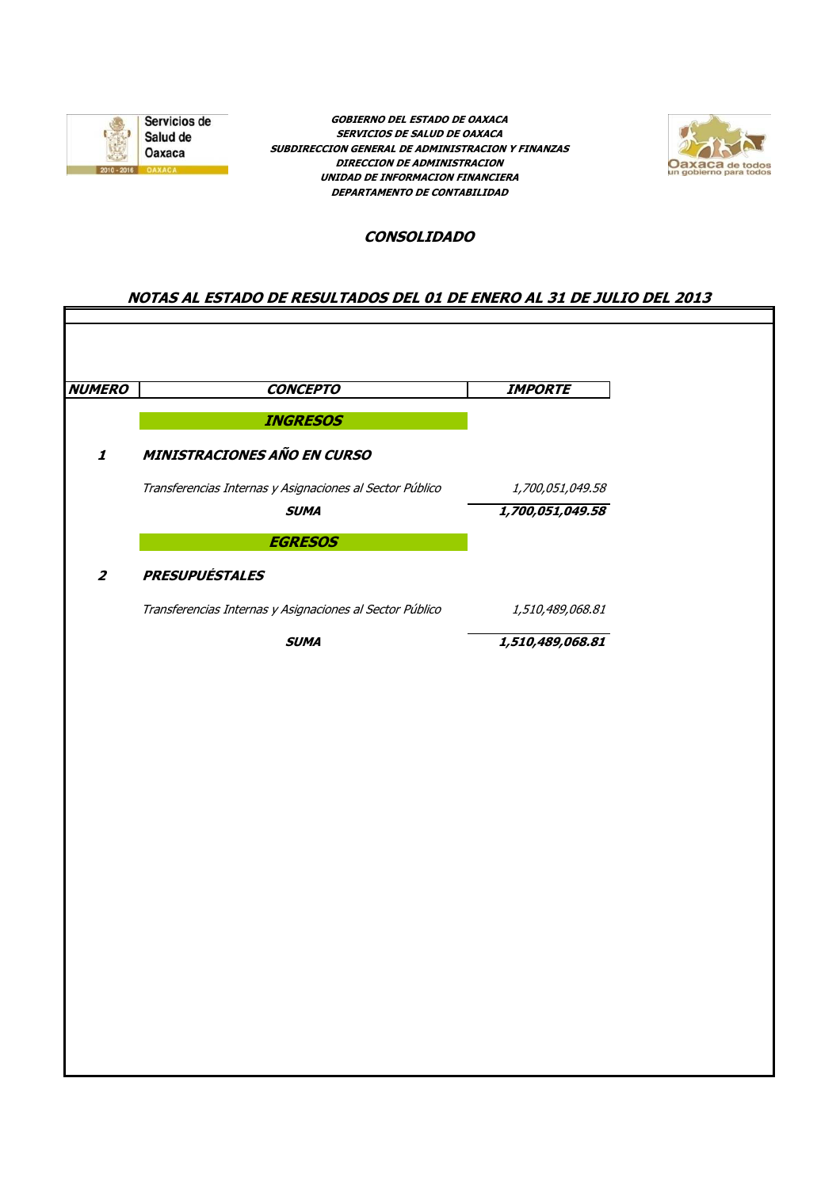**GOBIERNO DEL ESTADO DE OAXACA**
**SERVICIOS DE SALUD DE OAXACA**
**SUBDIRECCION GENERAL DE ADMINISTRACION Y FINANZAS**
**DIRECCION DE ADMINISTRACION**
**UNIDAD DE INFORMACION FINANCIERA**
**DEPARTAMENTO DE CONTABILIDAD**

## CONSOLIDADO

## NOTAS AL ESTADO DE RESULTADOS DEL 01 DE ENERO AL 31 DE JULIO DEL 2013

| NUMERO | CONCEPTO | IMPORTE |
|---|---|---|
| | **INGRESOS** | |
| **1** | **MINISTRACIONES AÑO EN CURSO** | |
| | *Transferencias Internas y Asignaciones al Sector Público* | *1,700,051,049.58* |
| | **SUMA** | **1,700,051,049.58** |
| | **EGRESOS** | |
| **2** | **PRESUPUÉSTALES** | |
| | *Transferencias Internas y Asignaciones al Sector Público* | *1,510,489,068.81* |
| | **SUMA** | **1,510,489,068.81** |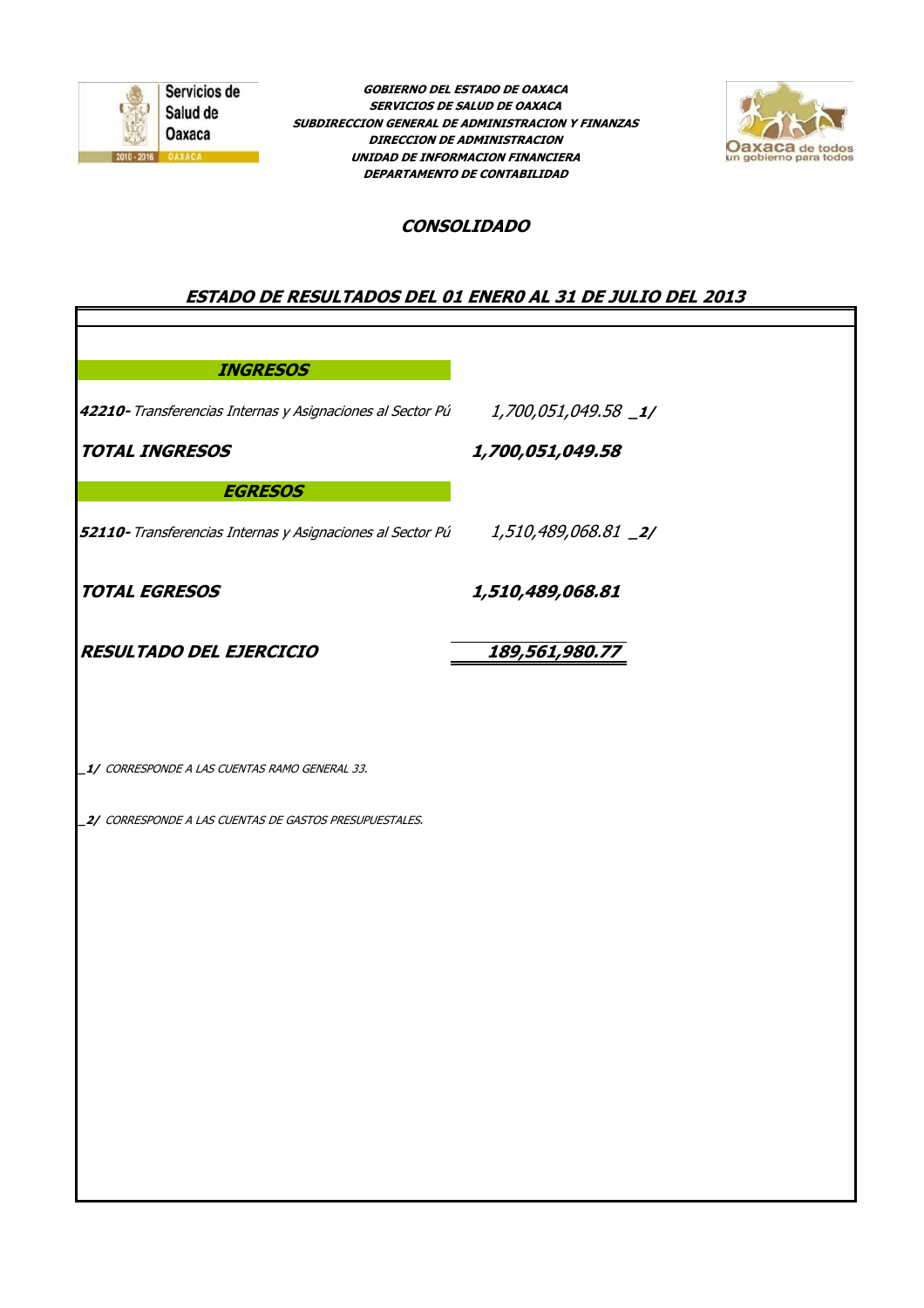**GOBIERNO DEL ESTADO DE OAXACA**
**SERVICIOS DE SALUD DE OAXACA**
**SUBDIRECCION GENERAL DE ADMINISTRACION Y FINANZAS**
**DIRECCION DE ADMINISTRACION**
**UNIDAD DE INFORMACION FINANCIERA**
**DEPARTAMENTO DE CONTABILIDAD**

## CONSOLIDADO

## ESTADO DE RESULTADOS DEL 01 ENER0 AL 31 DE JULIO DEL 2013

| | |
|---|---|
| **INGRESOS** | |
| **42210-** *Transferencias Internas y Asignaciones al Sector Pú* | *1,700,051,049.58* **_1/** |
| **TOTAL INGRESOS** | **1,700,051,049.58** |
| **EGRESOS** | |
| **52110-** *Transferencias Internas y Asignaciones al Sector Pú* | *1,510,489,068.81* **_2/** |
| **TOTAL EGRESOS** | **1,510,489,068.81** |
| **RESULTADO DEL EJERCICIO** | **189,561,980.77** |

**_1/** *CORRESPONDE A LAS CUENTAS RAMO GENERAL 33.*

**_2/** *CORRESPONDE A LAS CUENTAS DE GASTOS PRESUPUESTALES.*